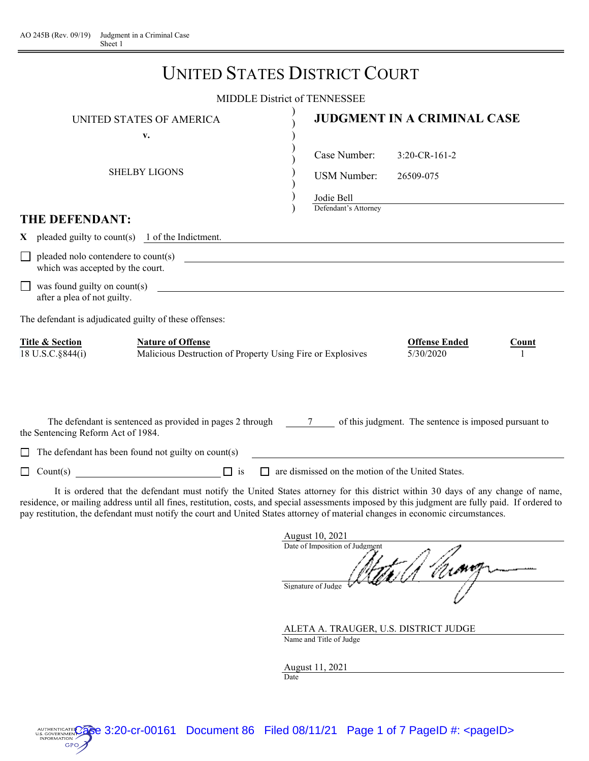AO 245B (Rev. 09/19) Judgment in a Criminal Case
Sheet 1

# UNITED STATES DISTRICT COURT

MIDDLE District of TENNESSEE

UNITED STATES OF AMERICA
v.
SHELBY LIGONS

## JUDGMENT IN A CRIMINAL CASE

Case Number: 3:20-CR-161-2

USM Number: 26509-075

Jodie Bell
Defendant's Attorney

## THE DEFENDANT:

X pleaded guilty to count(s) 1 of the Indictment.

☐ pleaded nolo contendere to count(s) \_\_\_\_\_ which was accepted by the court.

☐ was found guilty on count(s) \_\_\_\_\_ after a plea of not guilty.

The defendant is adjudicated guilty of these offenses:

| Title & Section | Nature of Offense | Offense Ended | Count |
|---|---|---|---|
| 18 U.S.C.§844(i) | Malicious Destruction of Property Using Fire or Explosives | 5/30/2020 | 1 |

The defendant is sentenced as provided in pages 2 through 7 of this judgment. The sentence is imposed pursuant to the Sentencing Reform Act of 1984.

☐ The defendant has been found not guilty on count(s) \_\_\_\_\_

☐ Count(s) \_\_\_\_\_ ☐ is ☐ are dismissed on the motion of the United States.

It is ordered that the defendant must notify the United States attorney for this district within 30 days of any change of name, residence, or mailing address until all fines, restitution, costs, and special assessments imposed by this judgment are fully paid. If ordered to pay restitution, the defendant must notify the court and United States attorney of material changes in economic circumstances.

August 10, 2021
Date of Imposition of Judgment

Signature of Judge

ALETA A. TRAUGER, U.S. DISTRICT JUDGE
Name and Title of Judge

August 11, 2021
Date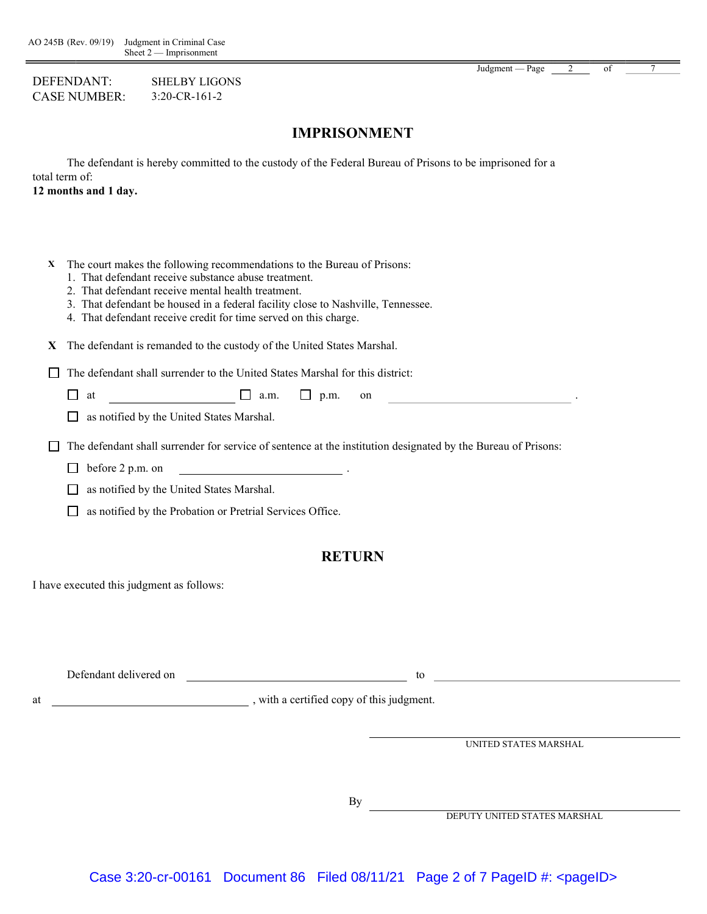AO 245B (Rev. 09/19) Judgment in Criminal Case
Sheet 2 — Imprisonment

DEFENDANT: SHELBY LIGONS
CASE NUMBER: 3:20-CR-161-2

## IMPRISONMENT

The defendant is hereby committed to the custody of the Federal Bureau of Prisons to be imprisoned for a total term of:
**12 months and 1 day.**

X The court makes the following recommendations to the Bureau of Prisons:
1. That defendant receive substance abuse treatment.
2. That defendant receive mental health treatment.
3. That defendant be housed in a federal facility close to Nashville, Tennessee.
4. That defendant receive credit for time served on this charge.

X The defendant is remanded to the custody of the United States Marshal.

☐ The defendant shall surrender to the United States Marshal for this district:

☐ at \_\_\_\_\_\_\_\_\_\_ ☐ a.m. ☐ p.m. on \_\_\_\_\_\_\_\_\_\_ .

☐ as notified by the United States Marshal.

☐ The defendant shall surrender for service of sentence at the institution designated by the Bureau of Prisons:

☐ before 2 p.m. on \_\_\_\_\_\_\_\_\_\_ .

☐ as notified by the United States Marshal.

☐ as notified by the Probation or Pretrial Services Office.

## RETURN

I have executed this judgment as follows:

Defendant delivered on \_\_\_\_\_\_\_\_\_\_ to \_\_\_\_\_\_\_\_\_\_

at \_\_\_\_\_\_\_\_\_\_ , with a certified copy of this judgment.

\_\_\_\_\_\_\_\_\_\_
UNITED STATES MARSHAL

By \_\_\_\_\_\_\_\_\_\_
DEPUTY UNITED STATES MARSHAL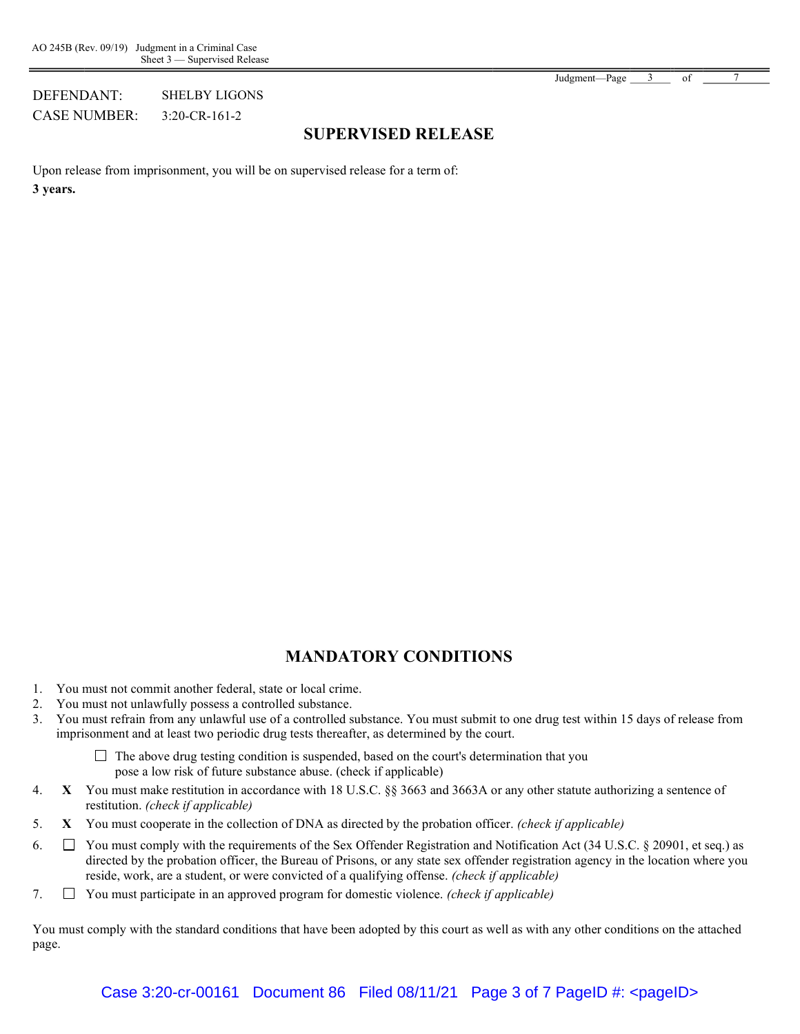DEFENDANT: SHELBY LIGONS

CASE NUMBER: 3:20-CR-161-2

## SUPERVISED RELEASE

Upon release from imprisonment, you will be on supervised release for a term of:

**3 years.**

## MANDATORY CONDITIONS

1. You must not commit another federal, state or local crime.
2. You must not unlawfully possess a controlled substance.
3. You must refrain from any unlawful use of a controlled substance. You must submit to one drug test within 15 days of release from imprisonment and at least two periodic drug tests thereafter, as determined by the court.

   ☐ The above drug testing condition is suspended, based on the court's determination that you pose a low risk of future substance abuse. (check if applicable)

4. **X** You must make restitution in accordance with 18 U.S.C. §§ 3663 and 3663A or any other statute authorizing a sentence of restitution. *(check if applicable)*
5. **X** You must cooperate in the collection of DNA as directed by the probation officer. *(check if applicable)*
6. ☐ You must comply with the requirements of the Sex Offender Registration and Notification Act (34 U.S.C. § 20901, et seq.) as directed by the probation officer, the Bureau of Prisons, or any state sex offender registration agency in the location where you reside, work, are a student, or were convicted of a qualifying offense. *(check if applicable)*
7. ☐ You must participate in an approved program for domestic violence. *(check if applicable)*

You must comply with the standard conditions that have been adopted by this court as well as with any other conditions on the attached page.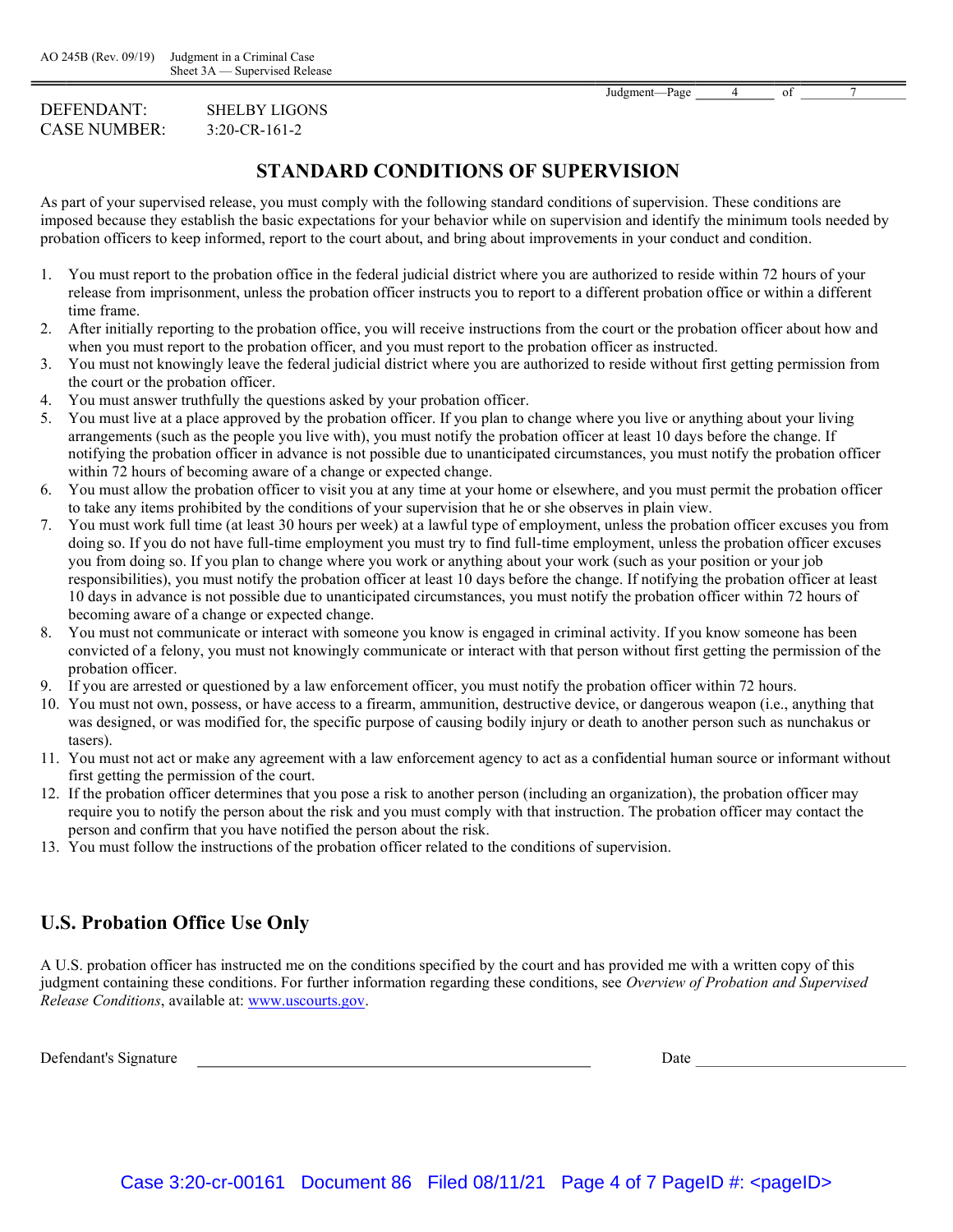DEFENDANT: SHELBY LIGONS
CASE NUMBER: 3:20-CR-161-2

## STANDARD CONDITIONS OF SUPERVISION

As part of your supervised release, you must comply with the following standard conditions of supervision. These conditions are imposed because they establish the basic expectations for your behavior while on supervision and identify the minimum tools needed by probation officers to keep informed, report to the court about, and bring about improvements in your conduct and condition.

1. You must report to the probation office in the federal judicial district where you are authorized to reside within 72 hours of your release from imprisonment, unless the probation officer instructs you to report to a different probation office or within a different time frame.
2. After initially reporting to the probation office, you will receive instructions from the court or the probation officer about how and when you must report to the probation officer, and you must report to the probation officer as instructed.
3. You must not knowingly leave the federal judicial district where you are authorized to reside without first getting permission from the court or the probation officer.
4. You must answer truthfully the questions asked by your probation officer.
5. You must live at a place approved by the probation officer. If you plan to change where you live or anything about your living arrangements (such as the people you live with), you must notify the probation officer at least 10 days before the change. If notifying the probation officer in advance is not possible due to unanticipated circumstances, you must notify the probation officer within 72 hours of becoming aware of a change or expected change.
6. You must allow the probation officer to visit you at any time at your home or elsewhere, and you must permit the probation officer to take any items prohibited by the conditions of your supervision that he or she observes in plain view.
7. You must work full time (at least 30 hours per week) at a lawful type of employment, unless the probation officer excuses you from doing so. If you do not have full-time employment you must try to find full-time employment, unless the probation officer excuses you from doing so. If you plan to change where you work or anything about your work (such as your position or your job responsibilities), you must notify the probation officer at least 10 days before the change. If notifying the probation officer at least 10 days in advance is not possible due to unanticipated circumstances, you must notify the probation officer within 72 hours of becoming aware of a change or expected change.
8. You must not communicate or interact with someone you know is engaged in criminal activity. If you know someone has been convicted of a felony, you must not knowingly communicate or interact with that person without first getting the permission of the probation officer.
9. If you are arrested or questioned by a law enforcement officer, you must notify the probation officer within 72 hours.
10. You must not own, possess, or have access to a firearm, ammunition, destructive device, or dangerous weapon (i.e., anything that was designed, or was modified for, the specific purpose of causing bodily injury or death to another person such as nunchakus or tasers).
11. You must not act or make any agreement with a law enforcement agency to act as a confidential human source or informant without first getting the permission of the court.
12. If the probation officer determines that you pose a risk to another person (including an organization), the probation officer may require you to notify the person about the risk and you must comply with that instruction. The probation officer may contact the person and confirm that you have notified the person about the risk.
13. You must follow the instructions of the probation officer related to the conditions of supervision.

## U.S. Probation Office Use Only

A U.S. probation officer has instructed me on the conditions specified by the court and has provided me with a written copy of this judgment containing these conditions. For further information regarding these conditions, see *Overview of Probation and Supervised Release Conditions*, available at: www.uscourts.gov.

Defendant's Signature ______________________________ Date ________________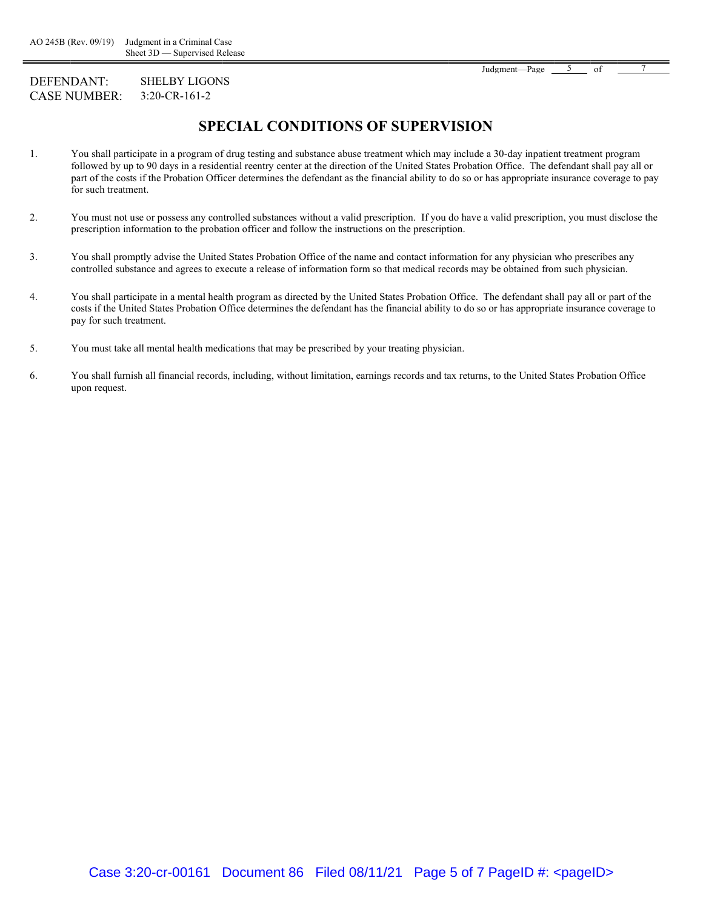AO 245B (Rev. 09/19) Judgment in a Criminal Case
Sheet 3D — Supervised Release

DEFENDANT: SHELBY LIGONS
CASE NUMBER: 3:20-CR-161-2

## SPECIAL CONDITIONS OF SUPERVISION

1. You shall participate in a program of drug testing and substance abuse treatment which may include a 30-day inpatient treatment program followed by up to 90 days in a residential reentry center at the direction of the United States Probation Office. The defendant shall pay all or part of the costs if the Probation Officer determines the defendant as the financial ability to do so or has appropriate insurance coverage to pay for such treatment.

2. You must not use or possess any controlled substances without a valid prescription. If you do have a valid prescription, you must disclose the prescription information to the probation officer and follow the instructions on the prescription.

3. You shall promptly advise the United States Probation Office of the name and contact information for any physician who prescribes any controlled substance and agrees to execute a release of information form so that medical records may be obtained from such physician.

4. You shall participate in a mental health program as directed by the United States Probation Office. The defendant shall pay all or part of the costs if the United States Probation Office determines the defendant has the financial ability to do so or has appropriate insurance coverage to pay for such treatment.

5. You must take all mental health medications that may be prescribed by your treating physician.

6. You shall furnish all financial records, including, without limitation, earnings records and tax returns, to the United States Probation Office upon request.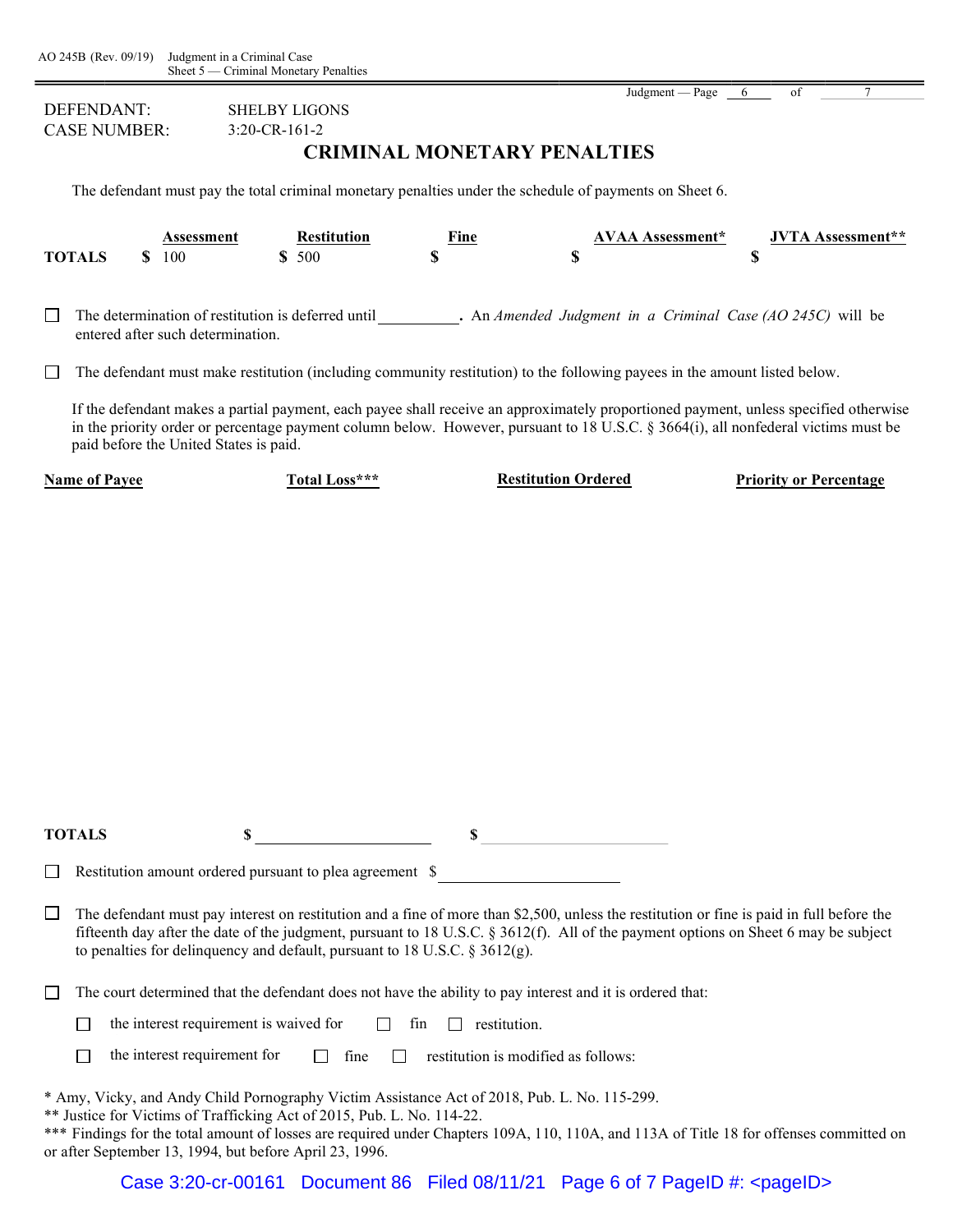AO 245B (Rev. 09/19) Judgment in a Criminal Case
Sheet 5 — Criminal Monetary Penalties

DEFENDANT: SHELBY LIGONS
CASE NUMBER: 3:20-CR-161-2

# CRIMINAL MONETARY PENALTIES

The defendant must pay the total criminal monetary penalties under the schedule of payments on Sheet 6.

| | Assessment | Restitution | Fine | AVAA Assessment* | JVTA Assessment** |
|---|---|---|---|---|---|
| **TOTALS** | $ 100 | $ 500 | $ | $ | $ |

☐ The determination of restitution is deferred until __________. An *Amended Judgment in a Criminal Case (AO 245C)* will be entered after such determination.

☐ The defendant must make restitution (including community restitution) to the following payees in the amount listed below.

If the defendant makes a partial payment, each payee shall receive an approximately proportioned payment, unless specified otherwise in the priority order or percentage payment column below. However, pursuant to 18 U.S.C. § 3664(i), all nonfederal victims must be paid before the United States is paid.

| Name of Payee | Total Loss*** | Restitution Ordered | Priority or Percentage |
|---|---|---|---|
| | | | |
| **TOTALS** | $ | $ | |

☐ Restitution amount ordered pursuant to plea agreement $ __________

☐ The defendant must pay interest on restitution and a fine of more than $2,500, unless the restitution or fine is paid in full before the fifteenth day after the date of the judgment, pursuant to 18 U.S.C. § 3612(f). All of the payment options on Sheet 6 may be subject to penalties for delinquency and default, pursuant to 18 U.S.C. § 3612(g).

☐ The court determined that the defendant does not have the ability to pay interest and it is ordered that:

- ☐ the interest requirement is waived for ☐ fin ☐ restitution.
- ☐ the interest requirement for ☐ fine ☐ restitution is modified as follows:

\* Amy, Vicky, and Andy Child Pornography Victim Assistance Act of 2018, Pub. L. No. 115-299.
\*\* Justice for Victims of Trafficking Act of 2015, Pub. L. No. 114-22.
\*\*\* Findings for the total amount of losses are required under Chapters 109A, 110, 110A, and 113A of Title 18 for offenses committed on or after September 13, 1994, but before April 23, 1996.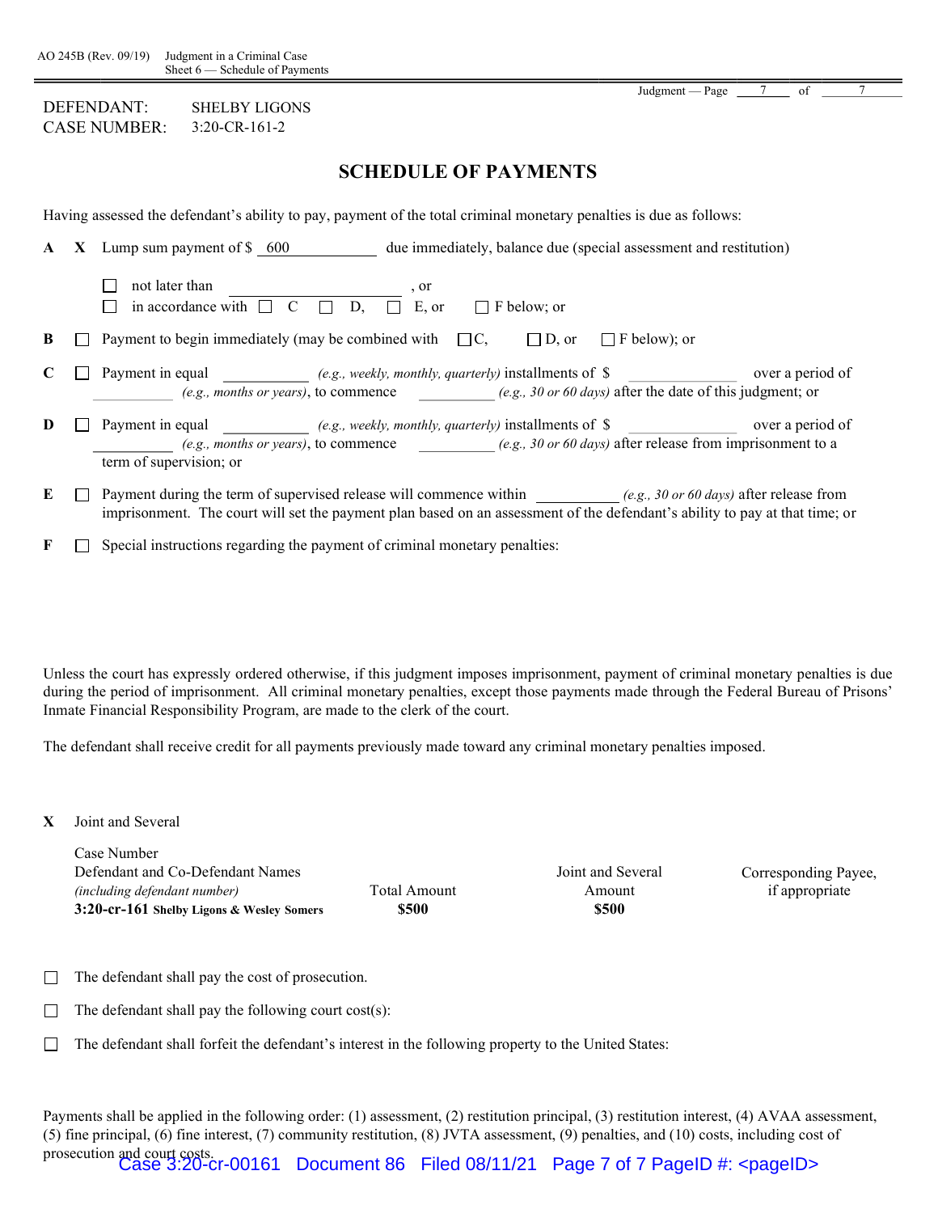AO 245B (Rev. 09/19) Judgment in a Criminal Case
Sheet 6 — Schedule of Payments

DEFENDANT: SHELBY LIGONS
CASE NUMBER: 3:20-CR-161-2

## SCHEDULE OF PAYMENTS

Having assessed the defendant's ability to pay, payment of the total criminal monetary penalties is due as follows:

**A** X Lump sum payment of $ 600 due immediately, balance due (special assessment and restitution)

☐ not later than \_\_\_\_\_\_\_\_\_\_, or
☐ in accordance with ☐ C ☐ D, ☐ E, or ☐ F below; or

**B** ☐ Payment to begin immediately (may be combined with ☐ C, ☐ D, or ☐ F below); or

**C** ☐ Payment in equal \_\_\_\_\_\_ *(e.g., weekly, monthly, quarterly)* installments of $ \_\_\_\_\_\_ over a period of \_\_\_\_\_\_ *(e.g., months or years)*, to commence \_\_\_\_\_\_ *(e.g., 30 or 60 days)* after the date of this judgment; or

**D** ☐ Payment in equal \_\_\_\_\_\_ *(e.g., weekly, monthly, quarterly)* installments of $ \_\_\_\_\_\_ over a period of \_\_\_\_\_\_ *(e.g., months or years)*, to commence \_\_\_\_\_\_ *(e.g., 30 or 60 days)* after release from imprisonment to a term of supervision; or

**E** ☐ Payment during the term of supervised release will commence within \_\_\_\_\_\_ *(e.g., 30 or 60 days)* after release from imprisonment. The court will set the payment plan based on an assessment of the defendant's ability to pay at that time; or

**F** ☐ Special instructions regarding the payment of criminal monetary penalties:

Unless the court has expressly ordered otherwise, if this judgment imposes imprisonment, payment of criminal monetary penalties is due during the period of imprisonment. All criminal monetary penalties, except those payments made through the Federal Bureau of Prisons' Inmate Financial Responsibility Program, are made to the clerk of the court.

The defendant shall receive credit for all payments previously made toward any criminal monetary penalties imposed.

**X** Joint and Several

| Case Number Defendant and Co-Defendant Names *(including defendant number)* | Total Amount | Joint and Several Amount | Corresponding Payee, if appropriate |
|---|---|---|---|
| **3:20-cr-161 Shelby Ligons & Wesley Somers** | **$500** | **$500** | |

☐ The defendant shall pay the cost of prosecution.

☐ The defendant shall pay the following court cost(s):

☐ The defendant shall forfeit the defendant's interest in the following property to the United States:

Payments shall be applied in the following order: (1) assessment, (2) restitution principal, (3) restitution interest, (4) AVAA assessment, (5) fine principal, (6) fine interest, (7) community restitution, (8) JVTA assessment, (9) penalties, and (10) costs, including cost of prosecution and court costs.